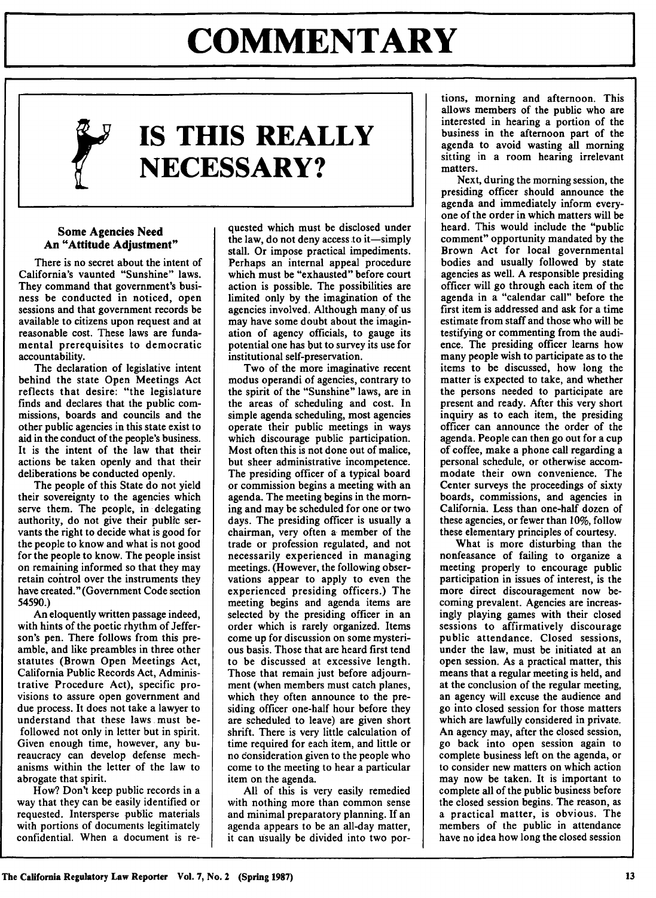# COMMENTARY

# IS THIS REALLY NECESSARY?

### Some Agencies Need An "Attitude Adjustment"

There is no secret about the intent of California's vaunted "Sunshine" laws. They command that government's business be conducted in noticed, open sessions and that government records be available to citizens upon request and at reasonable cost. These laws are fundamental prerequisites to democratic accountability.

The declaration of legislative intent behind the state Open Meetings Act reflects that desire: "the legislature finds and declares that the public commissions, boards and councils and the other public agencies in this state exist to aid in the conduct of the people's business. It is the intent of the law that their actions be taken openly and that their deliberations be conducted openly.

The people of this State do not yield their sovereignty to the agencies which serve them. The people, in delegating authority, do not give their public servants the right to decide what is good for the people to know and what is not good for the people to know. The people insist on remaining informed so that they may retain control over the instruments they have created." (Government Code section 54590.)

An eloquently written passage indeed, with hints of the poetic rhythm of Jefferson's pen. There follows from this preamble, and like preambles in three other statutes (Brown Open Meetings Act, California Public Records Act, Administrative Procedure Act), specific provisions to assure open government and due process. It does not take a lawyer to understand that these laws must be followed not only in letter but in spirit. Given enough time, however, any bureaucracy can develop defense mechanisms within the letter of the law to abrogate that spirit.

How? Don't keep public records in a way that they can be easily identified or requested. Intersperse public materials with portions of documents legitimately confidential. When a document is requested which must be disclosed under the law, do not deny access to it—simply stall. Or impose practical impediments. Perhaps an internal appeal procedure which must be "exhausted" before court action is possible. The possibilities are limited only by the imagination of the agencies involved. Although many of us may have some doubt about the imagination of agency officials, to gauge its potential one has but to survey its use for institutional self-preservation.

Two of the more imaginative recent modus operandi of agencies, contrary to the spirit of the "Sunshine" laws, are in the areas of scheduling and cost. In simple agenda scheduling, most agencies operate their public meetings in ways which discourage public participation. Most often this is not done out of malice, but sheer administrative incompetence. The presiding officer of a typical board or commission begins a meeting with an agenda. The meeting begins in the morning and may be scheduled for one or two days. The presiding officer is usually a chairman, very often a member of the trade or profession regulated, and not necessarily experienced in managing meetings. (However, the following observations appear to apply to even the experienced presiding officers.) The meeting begins and agenda items are selected by the presiding officer in an order which is rarely organized. Items come up for discussion on some mysterious basis. Those that are heard first tend to be discussed at excessive length. Those that remain just before adjournment (when members must catch planes, which they often announce to the presiding officer one-half hour before they are scheduled to leave) are given short shrift. There is very little calculation of time required for each item, and little or no consideration given to the people who come to the meeting to hear a particular item on the agenda.

All of this is very easily remedied with nothing more than common sense and minimal preparatory planning. If an agenda appears to be an all-day matter, it can usually be divided into two portions, morning and afternoon. This allows members of the public who are interested in hearing a portion of the business in the afternoon part of the agenda to avoid wasting all morning sitting in a room hearing irrelevant matters.

Next, during the morning session, the presiding officer should announce the agenda and immediately inform everyone of the order in which matters will be heard. This would include the "public comment" opportunity mandated by the Brown Act for local governmental bodies and usually followed by state agencies as well. A responsible presiding officer will go through each item of the agenda in a "calendar call" before the first item is addressed and ask for a time estimate from staff and those who will be testifying or commenting from the audience. The presiding officer learns how many people wish to participate as to the items to be discussed, how long the matter is expected to take, and whether the persons needed to participate are present and ready. After this very short inquiry as to each item, the presiding officer can announce the order of the agenda. People can then go out for a cup of coffee, make a phone call regarding a personal schedule, or otherwise accommodate their own convenience. The Center surveys the proceedings of sixty boards, commissions, and agencies in California. Less than one-half dozen of these agencies, or fewer than 10%, follow these elementary principles of courtesy.

What is more disturbing than the nonfeasance of failing to organize a meeting properly to encourage public participation in issues of interest, is the more direct discouragement now becoming prevalent. Agencies are increasingly playing games with their closed sessions to affirmatively discourage public attendance. Closed sessions, under the law, must be initiated at an open session. As a practical matter, this means that a regular meeting is held, and at the conclusion of the regular meeting, an agency will excuse the audience and go into closed session for those matters which are lawfully considered in private. An agency may, after the closed session, go back into open session again to complete business left on the agenda, or to consider new matters on which action may now be taken. It is important to complete all of the public business before the closed session begins. The reason, as a practical matter, is obvious. The members of the public in attendance have no idea how long the closed session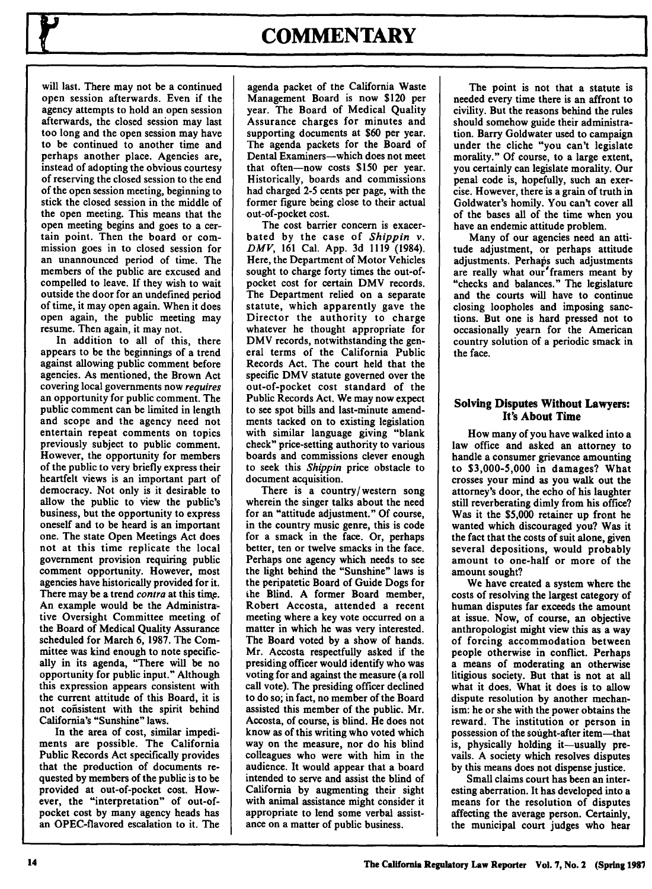will last. There may not be a continued open session afterwards. Even if the agency attempts to hold an open session afterwards, the closed session may last too long and the open session may have to be continued to another time and perhaps another place. Agencies are, instead of adopting the obvious courtesy of reserving the closed session to the end of the open session meeting, beginning to stick the closed session in the middle of the open meeting. This means that the open meeting begins and goes to a certain point. Then the board or commission goes in to closed session for an unannounced period of time. The members of the public are excused and compelled to leave. If they wish to wait outside the door for an undefined period of time, it may open again. When it does open again, the public meeting may resume. Then again, it may not.

In addition to all of this, there appears to be the beginnings of a trend against allowing public comment before agencies. As mentioned, the Brown Act covering local governments now *requires* an opportunity for public comment. The public comment can be limited in length and scope and the agency need not entertain repeat comments on topics previously subject to public comment. However, the opportunity for members of the public to very briefly express their heartfelt views is an important part of democracy. Not only is it desirable to allow the public to view the public's business, but the opportunity to express oneself and to be heard is an important one. The state Open Meetings Act does not at this time replicate the local government provision requiring public comment opportunity. However, most agencies have historically provided for it. There may be a trend *contra* at this time. An example would be the Administrative Oversight Committee meeting of the Board of Medical Quality Assurance scheduled for March 6, 1987. The Committee was kind enough to note specifically in its agenda, "There will be no opportunity for public input." Although this expression appears consistent with the current attitude of this Board, it is not consistent with the spirit behind California's "Sunshine" laws.

In the area of cost, similar impediments are possible. The California Public Records Act specifically provides that the production of documents requested by members of the public is to be provided at out-of-pocket cost. However, the "interpretation" of out-of-pocket cost by many agency heads has an OPEC-flavored escalation to it. The agenda packet of the California Waste Management Board is now $120 per year. The Board of Medical Quality Assurance charges for minutes and supporting documents at $60 per year. The agenda packets for the Board of Dental Examiners—which does not meet that often—now costs $150 per year. Historically, boards and commissions had charged 2-5 cents per page, with the former figure being close to their actual out-of-pocket cost.

The cost barrier concern is exacerbated by the case of *Shippin v. DMV*, 161 Cal. App. 3d 1119 (1984). Here, the Department of Motor Vehicles sought to charge forty times the out-of-pocket cost for certain DMV records. The Department relied on a separate statute, which apparently gave the Director the authority to charge whatever he thought appropriate for DMV records, notwithstanding the general terms of the California Public Records Act. The court held that the specific DMV statute governed over the out-of-pocket cost standard of the Public Records Act. We may now expect to see spot bills and last-minute amendments tacked on to existing legislation with similar language giving "blank check" price-setting authority to various boards and commissions clever enough to seek this *Shippin* price obstacle to document acquisition.

There is a country/western song wherein the singer talks about the need for an "attitude adjustment." Of course, in the country music genre, this is code for a smack in the face. Or, perhaps better, ten or twelve smacks in the face. Perhaps one agency which needs to see the light behind the "Sunshine" laws is the peripatetic Board of Guide Dogs for the Blind. A former Board member, Robert Accosta, attended a recent meeting where a key vote occurred on a matter in which he was very interested. The Board voted by a show of hands. Mr. Accosta respectfully asked if the presiding officer would identify who was voting for and against the measure (a roll call vote). The presiding officer declined to do so; in fact, no member of the Board assisted this member of the public. Mr. Accosta, of course, is blind. He does not know as of this writing who voted which way on the measure, nor do his blind colleagues who were with him in the audience. It would appear that a board intended to serve and assist the blind of California by augmenting their sight with animal assistance might consider it appropriate to lend some verbal assistance on a matter of public business.

The point is not that a statute is needed every time there is an affront to civility. But the reasons behind the rules should somehow guide their administration. Barry Goldwater used to campaign under the cliche "you can't legislate morality." Of course, to a large extent, you certainly can legislate morality. Our penal code is, hopefully, such an exercise. However, there is a grain of truth in Goldwater's homily. You can't cover all of the bases all of the time when you have an endemic attitude problem.

Many of our agencies need an attitude adjustment, or perhaps attitude adjustments. Perhaps such adjustments are really what our framers meant by "checks and balances." The legislature and the courts will have to continue closing loopholes and imposing sanctions. But one is hard pressed not to occasionally yearn for the American country solution of a periodic smack in the face.

### Solving Disputes Without Lawyers: It's About Time

How many of you have walked into a law office and asked an attorney to handle a consumer grievance amounting to $3,000-5,000 in damages? What crosses your mind as you walk out the attorney's door, the echo of his laughter still reverberating dimly from his office? Was it the $5,000 retainer up front he wanted which discouraged you? Was it the fact that the costs of suit alone, given several depositions, would probably amount to one-half or more of the amount sought?

We have created a system where the costs of resolving the largest category of human disputes far exceeds the amount at issue. Now, of course, an objective anthropologist might view this as a way of forcing accommodation between people otherwise in conflict. Perhaps a means of moderating an otherwise litigious society. But that is not at all what it does. What it does is to allow dispute resolution by another mechanism: he or she with the power obtains the reward. The institution or person in possession of the sought-after item—that is, physically holding it—usually prevails. A society which resolves disputes by this means does not dispense justice.

Small claims court has been an interesting aberration. It has developed into a means for the resolution of disputes affecting the average person. Certainly, the municipal court judges who hear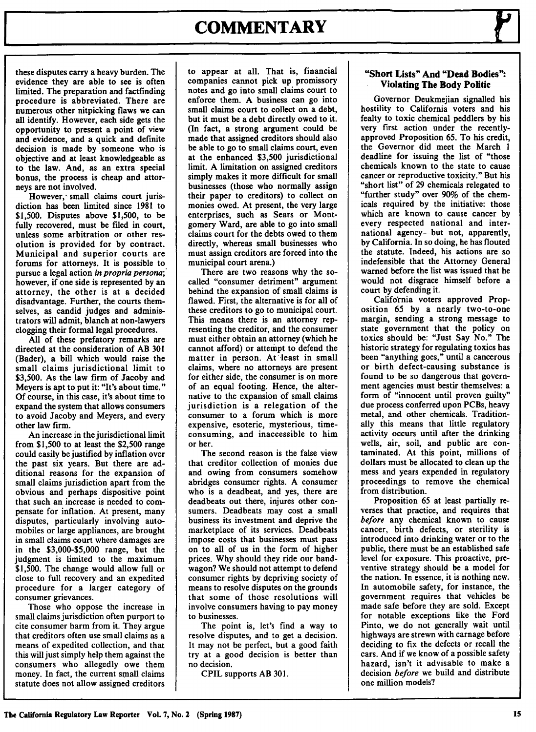these disputes carry a heavy burden. The evidence they are able to see is often limited. The preparation and factfinding procedure is abbreviated. There are numerous other nitpicking flaws we can all identify. However, each side gets the opportunity to present a point of view and evidence, and a quick and definite decision is made by someone who is objective and at least knowledgeable as to the law. And, as an extra special bonus, the process is cheap and attorneys are not involved.

However, small claims court jurisdiction has been limited since 1981 to $1,500. Disputes above $1,500, to be fully recovered, must be filed in court, unless some arbitration or other resolution is provided for by contract. Municipal and superior courts are forums for attorneys. It is possible to pursue a legal action *in propria persona*; however, if one side is represented by an attorney, the other is at a decided disadvantage. Further, the courts themselves, as candid judges and administrators will admit, blanch at non-lawyers clogging their formal legal procedures.

All of these prefatory remarks are directed at the consideration of AB 301 (Bader), a bill which would raise the small claims jurisdictional limit to $3,500. As the law firm of Jacoby and Meyers is apt to put it: "It's about time." Of course, in this case, it's about time to expand the system that allows consumers to avoid Jacoby and Meyers, and every other law firm.

An increase in the jurisdictional limit from $1,500 to at least the $2,500 range could easily be justified by inflation over the past six years. But there are additional reasons for the expansion of small claims jurisdiction apart from the obvious and perhaps dispositive point that such an increase is needed to compensate for inflation. At present, many disputes, particularly involving automobiles or large appliances, are brought in small claims court where damages are in the $3,000-$5,000 range, but the judgment is limited to the maximum $1,500. The change would allow full or close to full recovery and an expedited procedure for a larger category of consumer grievances.

Those who oppose the increase in small claims jurisdiction often purport to cite consumer harm from it. They argue that creditors often use small claims as a means of expedited collection, and that this will just simply help them against the consumers who allegedly owe them money. In fact, the current small claims statute does not allow assigned creditors to appear at all. That is, financial companies cannot pick up promissory notes and go into small claims court to enforce them. A business can go into small claims court to collect on a debt, but it must be a debt directly owed to it. (In fact, a strong argument could be made that assigned creditors should also be able to go to small claims court, even at the enhanced $3,500 jurisdictional limit. A limitation on assigned creditors simply makes it more difficult for small businesses (those who normally assign their paper to creditors) to collect on monies owed. At present, the very large enterprises, such as Sears or Montgomery Ward, are able to go into small claims court for the debts owed to them directly, whereas small businesses who must assign creditors are forced into the municipal court arena.)

There are two reasons why the so-called "consumer detriment" argument behind the expansion of small claims is flawed. First, the alternative is for all of these creditors to go to municipal court. This means there is an attorney representing the creditor, and the consumer must either obtain an attorney (which he cannot afford) or attempt to defend the matter in person. At least in small claims, where no attorneys are present for either side, the consumer is on more of an equal footing. Hence, the alternative to the expansion of small claims jurisdiction is a relegation of the consumer to a forum which is more expensive, esoteric, mysterious, time-consuming, and inaccessible to him or her.

The second reason is the false view that creditor collection of monies due and owing from consumers somehow abridges consumer rights. A consumer who is a deadbeat, and yes, there are deadbeats out there, injures other consumers. Deadbeats may cost a small business its investment and deprive the marketplace of its services. Deadbeats impose costs that businesses must pass on to all of us in the form of higher prices. Why should they ride our bandwagon? We should not attempt to defend consumer rights by depriving society of means to resolve disputes on the grounds that some of those resolutions will involve consumers having to pay money to businesses.

The point is, let's find a way to resolve disputes, and to get a decision. It may not be perfect, but a good faith try at a good decision is better than no decision.

CPIL supports AB 301.

## "Short Lists" And "Dead Bodies": Violating The Body Politic

Governor Deukmejian signalled his hostility to California voters and his fealty to toxic chemical peddlers by his very first action under the recently-approved Proposition 65. To his credit, the Governor did meet the March 1 deadline for issuing the list of "those chemicals known to the state to cause cancer or reproductive toxicity." But his "short list" of 29 chemicals relegated to "further study" over 90% of the chemicals required by the initiative: those which are known to cause cancer by every respected national and international agency—but not, apparently, by California. In so doing, he has flouted the statute. Indeed, his actions are so indefensible that the Attorney General warned before the list was issued that he would not disgrace himself before a court by defending it.

California voters approved Proposition 65 by a nearly two-to-one margin, sending a strong message to state government that the policy on toxics should be: "Just Say No." The historic strategy for regulating toxics has been "anything goes," until a cancerous or birth defect-causing substance is found to be so dangerous that government agencies must bestir themselves: a form of "innocent until proven guilty" due process conferred upon PCBs, heavy metal, and other chemicals. Traditionally this means that little regulatory activity occurs until after the drinking wells, air, soil, and public are contaminated. At this point, millions of dollars must be allocated to clean up the mess and years expended in regulatory proceedings to remove the chemical from distribution.

Proposition 65 at least partially reverses that practice, and requires that *before* any chemical known to cause cancer, birth defects, or sterility is introduced into drinking water or to the public, there must be an established safe level for exposure. This proactive, preventive strategy should be a model for the nation. In essence, it is nothing new. In automobile safety, for instance, the government requires that vehicles be made safe before they are sold. Except for notable exceptions like the Ford Pinto, we do not generally wait until highways are strewn with carnage before deciding to fix the defects or recall the cars. And if we know of a possible safety hazard, isn't it advisable to make a decision *before* we build and distribute one million models?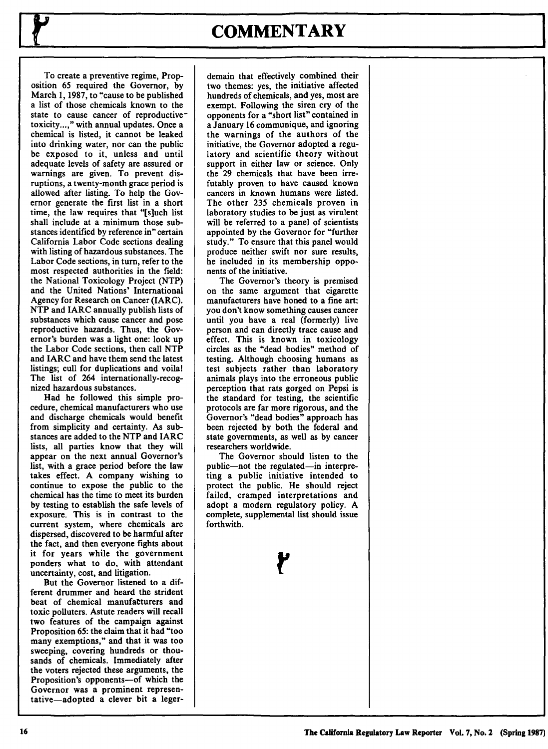# COMMENTARY

To create a preventive regime, Proposition 65 required the Governor, by March 1, 1987, to "cause to be published a list of those chemicals known to the state to cause cancer of reproductive toxicity...," with annual updates. Once a chemical is listed, it cannot be leaked into drinking water, nor can the public be exposed to it, unless and until adequate levels of safety are assured or warnings are given. To prevent disruptions, a twenty-month grace period is allowed after listing. To help the Governor generate the first list in a short time, the law requires that "[s]uch list shall include at a minimum those substances identified by reference in" certain California Labor Code sections dealing with listing of hazardous substances. The Labor Code sections, in turn, refer to the most respected authorities in the field: the National Toxicology Project (NTP) and the United Nations' International Agency for Research on Cancer (IARC). NTP and IARC annually publish lists of substances which cause cancer and pose reproductive hazards. Thus, the Governor's burden was a light one: look up the Labor Code sections, then call NTP and IARC and have them send the latest listings; cull for duplications and voila! The list of 264 internationally-recognized hazardous substances.

Had he followed this simple procedure, chemical manufacturers who use and discharge chemicals would benefit from simplicity and certainty. As substances are added to the NTP and IARC lists, all parties know that they will appear on the next annual Governor's list, with a grace period before the law takes effect. A company wishing to continue to expose the public to the chemical has the time to meet its burden by testing to establish the safe levels of exposure. This is in contrast to the current system, where chemicals are dispersed, discovered to be harmful after the fact, and then everyone fights about it for years while the government ponders what to do, with attendant uncertainty, cost, and litigation.

But the Governor listened to a different drummer and heard the strident beat of chemical manufacturers and toxic polluters. Astute readers will recall two features of the campaign against Proposition 65: the claim that it had "too many exemptions," and that it was too sweeping, covering hundreds or thousands of chemicals. Immediately after the voters rejected these arguments, the Proposition's opponents—of which the Governor was a prominent representative—adopted a clever bit a legerdemain that effectively combined their two themes: yes, the initiative affected hundreds of chemicals, and yes, most are exempt. Following the siren cry of the opponents for a "short list" contained in a January 16 communique, and ignoring the warnings of the authors of the initiative, the Governor adopted a regulatory and scientific theory without support in either law or science. Only the 29 chemicals that have been irrefutably proven to have caused known cancers in known humans were listed. The other 235 chemicals proven in laboratory studies to be just as virulent will be referred to a panel of scientists appointed by the Governor for "further study." To ensure that this panel would produce neither swift nor sure results, he included in its membership opponents of the initiative.

The Governor's theory is premised on the same argument that cigarette manufacturers have honed to a fine art: you don't know something causes cancer until you have a real (formerly) live person and can directly trace cause and effect. This is known in toxicology circles as the "dead bodies" method of testing. Although choosing humans as test subjects rather than laboratory animals plays into the erroneous public perception that rats gorged on Pepsi is the standard for testing, the scientific protocols are far more rigorous, and the Governor's "dead bodies" approach has been rejected by both the federal and state governments, as well as by cancer researchers worldwide.

The Governor should listen to the public—not the regulated—in interpreting a public initiative intended to protect the public. He should reject failed, cramped interpretations and adopt a modern regulatory policy. A complete, supplemental list should issue forthwith.